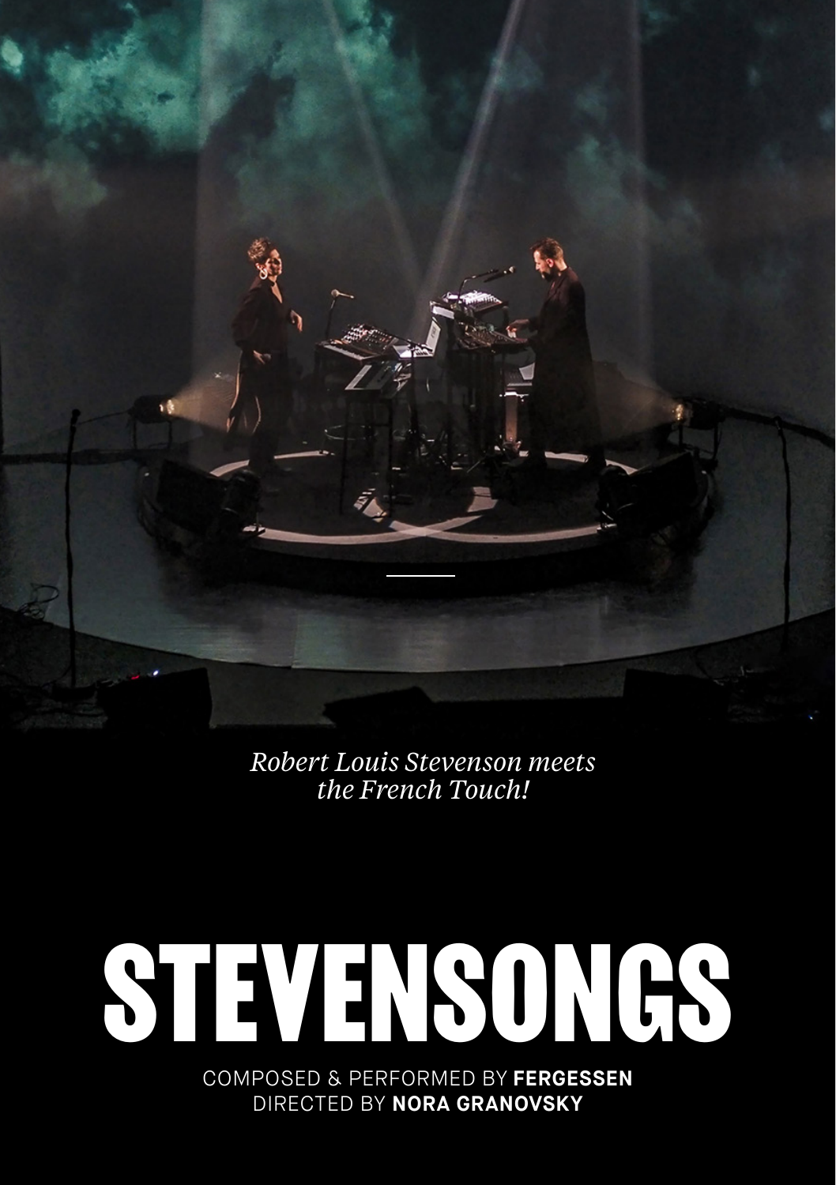*Robert Louis Stevenson meets the French Touch!*

# STEVENSONGS

COMPOSED & PERFORMED BY **FERGESSEN**
DIRECTED BY **NORA GRANOVSKY**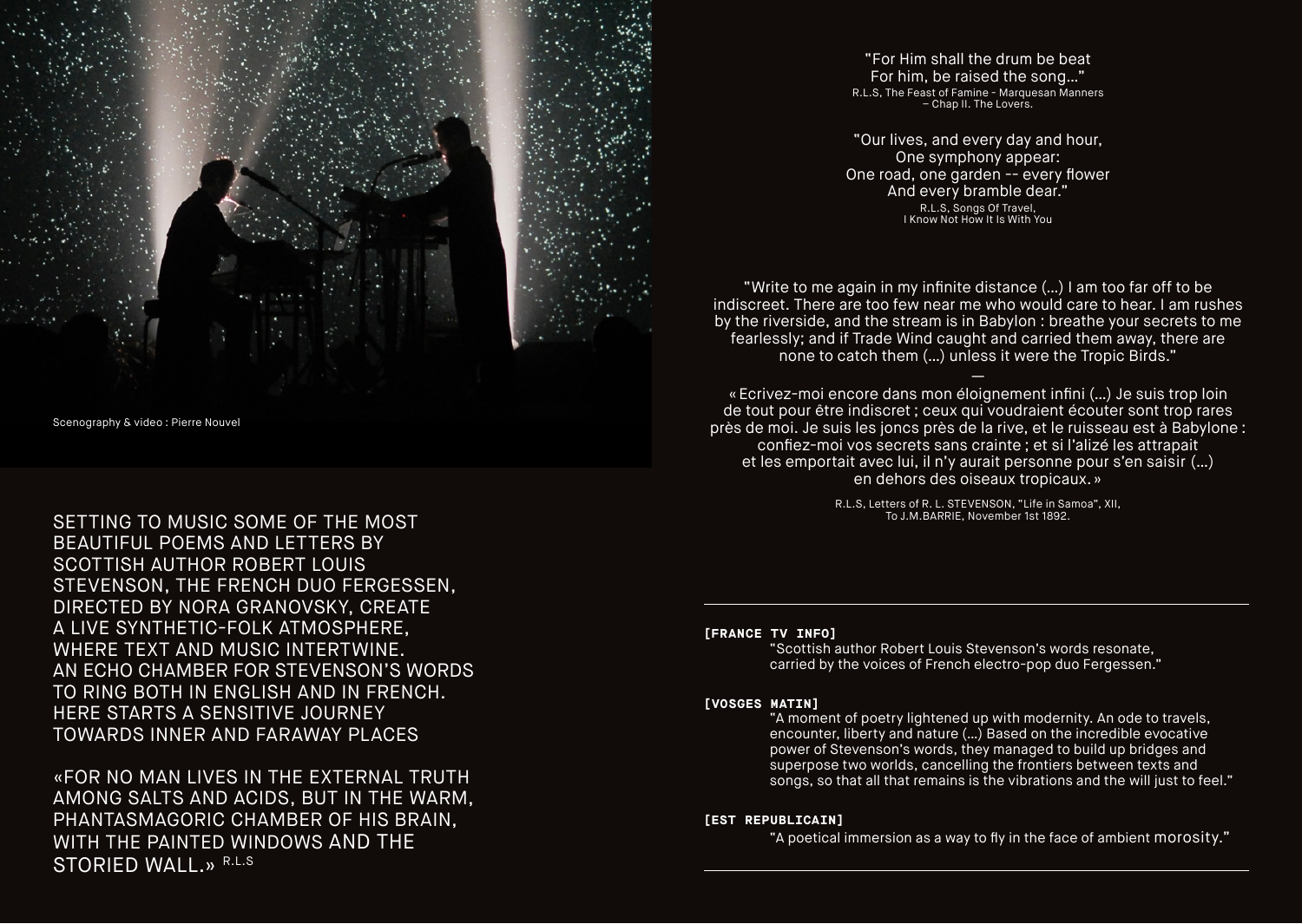Scenography & video : Pierre Nouvel

SETTING TO MUSIC SOME OF THE MOST BEAUTIFUL POEMS AND LETTERS BY SCOTTISH AUTHOR ROBERT LOUIS STEVENSON, THE FRENCH DUO FERGESSEN, DIRECTED BY NORA GRANOVSKY, CREATE A LIVE SYNTHETIC-FOLK ATMOSPHERE, WHERE TEXT AND MUSIC INTERTWINE. AN ECHO CHAMBER FOR STEVENSON'S WORDS TO RING BOTH IN ENGLISH AND IN FRENCH. HERE STARTS A SENSITIVE JOURNEY TOWARDS INNER AND FARAWAY PLACES

«FOR NO MAN LIVES IN THE EXTERNAL TRUTH AMONG SALTS AND ACIDS, BUT IN THE WARM, PHANTASMAGORIC CHAMBER OF HIS BRAIN, WITH THE PAINTED WINDOWS AND THE STORIED WALL.» R.L.S

"For Him shall the drum be beat
For him, be raised the song…"
R.L.S, The Feast of Famine - Marquesan Manners – Chap II. The Lovers.

"Our lives, and every day and hour,
One symphony appear:
One road, one garden -- every flower
And every bramble dear."
R.L.S, Songs Of Travel, I Know Not How It Is With You

"Write to me again in my infinite distance (…) I am too far off to be indiscreet. There are too few near me who would care to hear. I am rushes by the riverside, and the stream is in Babylon : breathe your secrets to me fearlessly; and if Trade Wind caught and carried them away, there are none to catch them (…) unless it were the Tropic Birds."

—

« Ecrivez-moi encore dans mon éloignement infini (…) Je suis trop loin de tout pour être indiscret ; ceux qui voudraient écouter sont trop rares près de moi. Je suis les joncs près de la rive, et le ruisseau est à Babylone : confiez-moi vos secrets sans crainte ; et si l'alizé les attrapait et les emportait avec lui, il n'y aurait personne pour s'en saisir (…) en dehors des oiseaux tropicaux. »

R.L.S, Letters of R. L. STEVENSON, "Life in Samoa", XII, To J.M.BARRIE, November 1st 1892.

---

**[FRANCE TV INFO]**
"Scottish author Robert Louis Stevenson's words resonate, carried by the voices of French electro-pop duo Fergessen."

**[VOSGES MATIN]**
"A moment of poetry lightened up with modernity. An ode to travels, encounter, liberty and nature (…) Based on the incredible evocative power of Stevenson's words, they managed to build up bridges and superpose two worlds, cancelling the frontiers between texts and songs, so that all that remains is the vibrations and the will just to feel."

**[EST REPUBLICAIN]**
"A poetical immersion as a way to fly in the face of ambient morosity."

---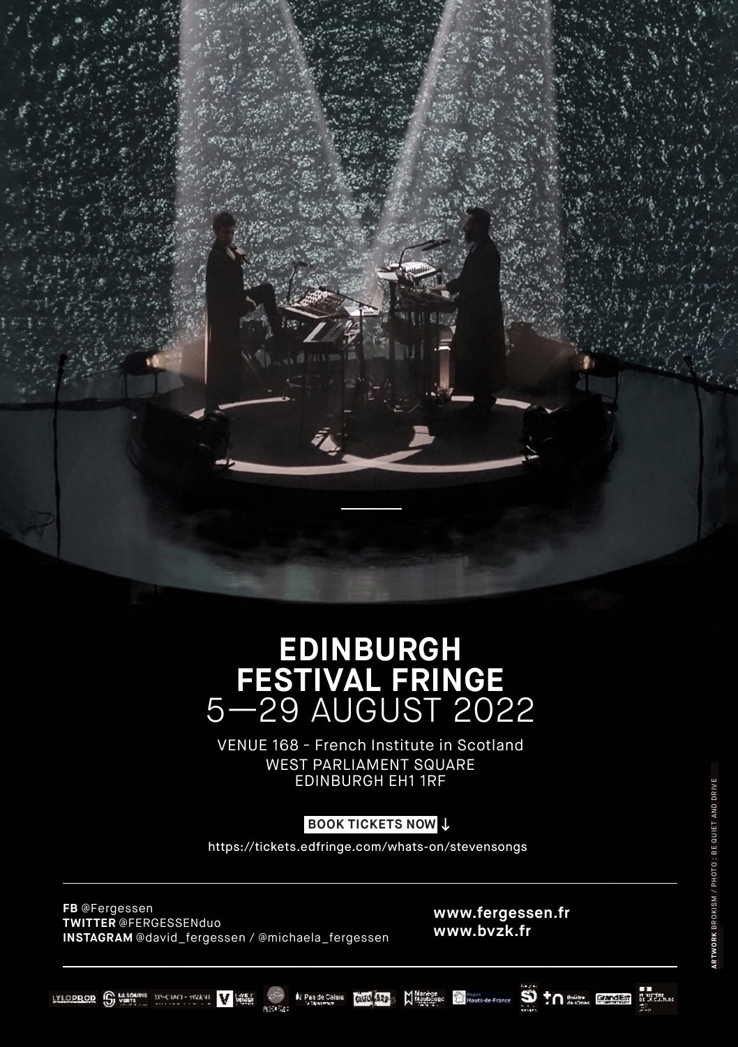# EDINBURGH FESTIVAL FRINGE

## 5—29 AUGUST 2022

VENUE 168 - French Institute in Scotland
WEST PARLIAMENT SQUARE
EDINBURGH EH1 1RF

**BOOK TICKETS NOW** ↓

https://tickets.edfringe.com/whats-on/stevensongs

**FB** @Fergessen
**TWITTER** @FERGESSENduo
**INSTAGRAM** @david_fergessen / @michaela_fergessen

**www.fergessen.fr**
**www.bvzk.fr**

**ARTWORK** BROKISM / PHOTO : BE QUIET AND DRIVE